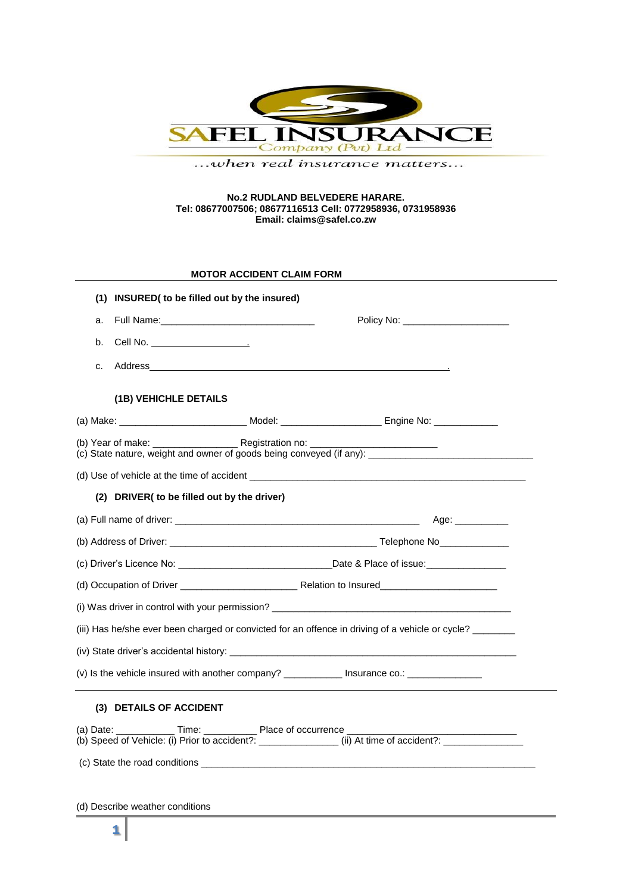# SAFEL INSURANCE

Company (Pvt) Ltd

*...when real insurance matters...*

**No.2 RUDLAND BELVEDERE HARARE.**
**Tel: 08677007506; 08677116513 Cell: 0772958936, 0731958936**
**Email: claims@safel.co.zw**

## MOTOR ACCIDENT CLAIM FORM

### (1) INSURED( to be filled out by the insured)

a. Full Name:_____________________________ Policy No: ____________________

b. Cell No. __________________.

c. Address__________________________________________________________.

### (1B) VEHICHLE DETAILS

(a) Make: ________________________ Model: ___________________ Engine No: ____________

(b) Year of make: ________________ Registration no: ________________________

(c) State nature, weight and owner of goods being conveyed (if any): ______________________________

(d) Use of vehicle at the time of accident _____________________________________________________

### (2) DRIVER( to be filled out by the driver)

(a) Full name of driver: ______________________________________________ Age: __________

(b) Address of Driver: _______________________________________ Telephone No_____________

(c) Driver's Licence No: ____________________________Date & Place of issue:_______________

(d) Occupation of Driver ______________________ Relation to Insured______________________

(i) Was driver in control with your permission? _____________________________________________

(iii) Has he/she ever been charged or convicted for an offence in driving of a vehicle or cycle? ________

(iv) State driver's accidental history: _______________________________________________________

(v) Is the vehicle insured with another company? ___________ Insurance co.: ______________

### (3) DETAILS OF ACCIDENT

(a) Date: ___________ Time: __________ Place of occurrence ________________________________

(b) Speed of Vehicle: (i) Prior to accident?: _______________ (ii) At time of accident?: _______________

(c) State the road conditions _______________________________________________________________

(d) Describe weather conditions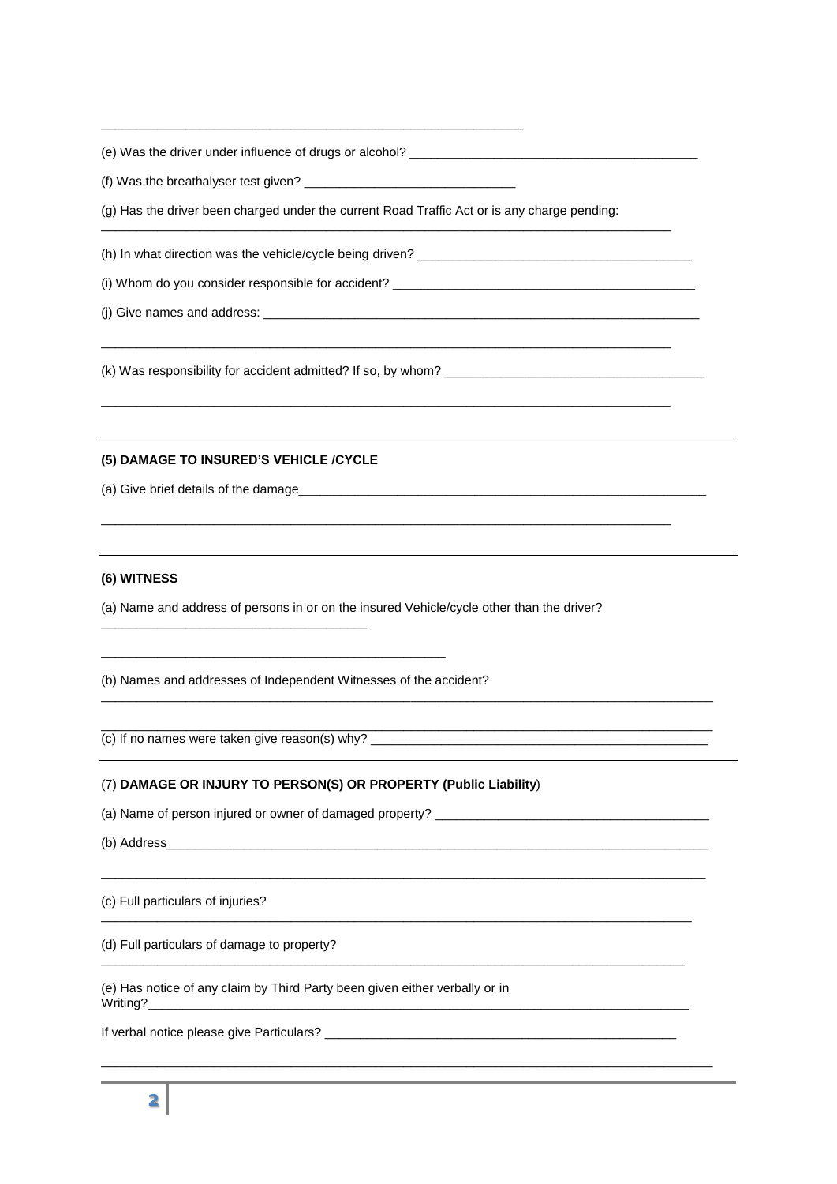_____________________________________________________________

(e) Was the driver under influence of drugs or alcohol? ___________________________________________

(f) Was the breathalyser test given? _______________________________

(g) Has the driver been charged under the current Road Traffic Act or is any charge pending:
_____________________________________________________________________________________

(h) In what direction was the vehicle/cycle being driven? _________________________________________

(i) Whom do you consider responsible for accident? ______________________________________________

(j) Give names and address: __________________________________________________________________

_____________________________________________________________________________________

(k) Was responsibility for accident admitted? If so, by whom? ______________________________________

_____________________________________________________________________________________

---

**(5) DAMAGE TO INSURED'S VEHICLE /CYCLE**

(a) Give brief details of the damage______________________________________________________________

_____________________________________________________________________________________

---

**(6) WITNESS**

(a) Name and address of persons in or on the insured Vehicle/cycle other than the driver?
______________________________________

__________________________________________________

(b) Names and addresses of Independent Witnesses of the accident?
_________________________________________________________________________________________

_________________________________________________________________________________________

(c) If no names were taken give reason(s) why? __________________________________________________

---

(7) **DAMAGE OR INJURY TO PERSON(S) OR PROPERTY (Public Liability**)

(a) Name of person injured or owner of damaged property? ________________________________________

(b) Address______________________________________________________________________________

_________________________________________________________________________________________

(c) Full particulars of injuries?
_______________________________________________________________________________________

(d) Full particulars of damage to property?
______________________________________________________________________________________

(e) Has notice of any claim by Third Party been given either verbally or in Writing?___________________________________________________________________________________

If verbal notice please give Particulars? _____________________________________________________

_________________________________________________________________________________________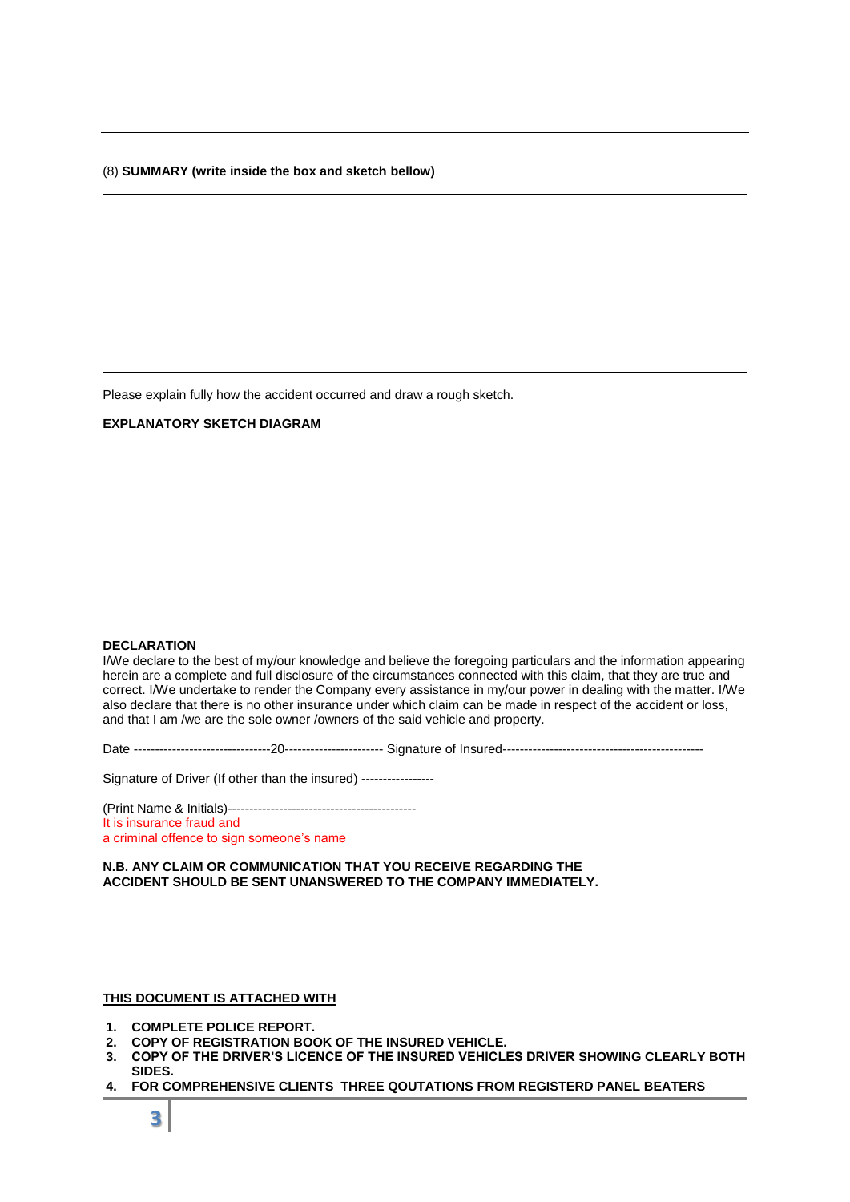(8) **SUMMARY (write inside the box and sketch bellow)**

| |
|---|
| |

Please explain fully how the accident occurred and draw a rough sketch.

**EXPLANATORY SKETCH DIAGRAM**

**DECLARATION**

I/We declare to the best of my/our knowledge and believe the foregoing particulars and the information appearing herein are a complete and full disclosure of the circumstances connected with this claim, that they are true and correct. I/We undertake to render the Company every assistance in my/our power in dealing with the matter. I/We also declare that there is no other insurance under which claim can be made in respect of the accident or loss, and that I am /we are the sole owner /owners of the said vehicle and property.

Date --------------------------------20----------------------- Signature of Insured-----------------------------------------------

Signature of Driver (If other than the insured) -----------------

(Print Name & Initials)--------------------------------------------

It is insurance fraud and
a criminal offence to sign someone's name

**N.B. ANY CLAIM OR COMMUNICATION THAT YOU RECEIVE REGARDING THE ACCIDENT SHOULD BE SENT UNANSWERED TO THE COMPANY IMMEDIATELY.**

**<u>THIS DOCUMENT IS ATTACHED WITH</u>**

1. **COMPLETE POLICE REPORT.**
2. **COPY OF REGISTRATION BOOK OF THE INSURED VEHICLE.**
3. **COPY OF THE DRIVER'S LICENCE OF THE INSURED VEHICLES DRIVER SHOWING CLEARLY BOTH SIDES.**
4. **FOR COMPREHENSIVE CLIENTS THREE QOUTATIONS FROM REGISTERD PANEL BEATERS**